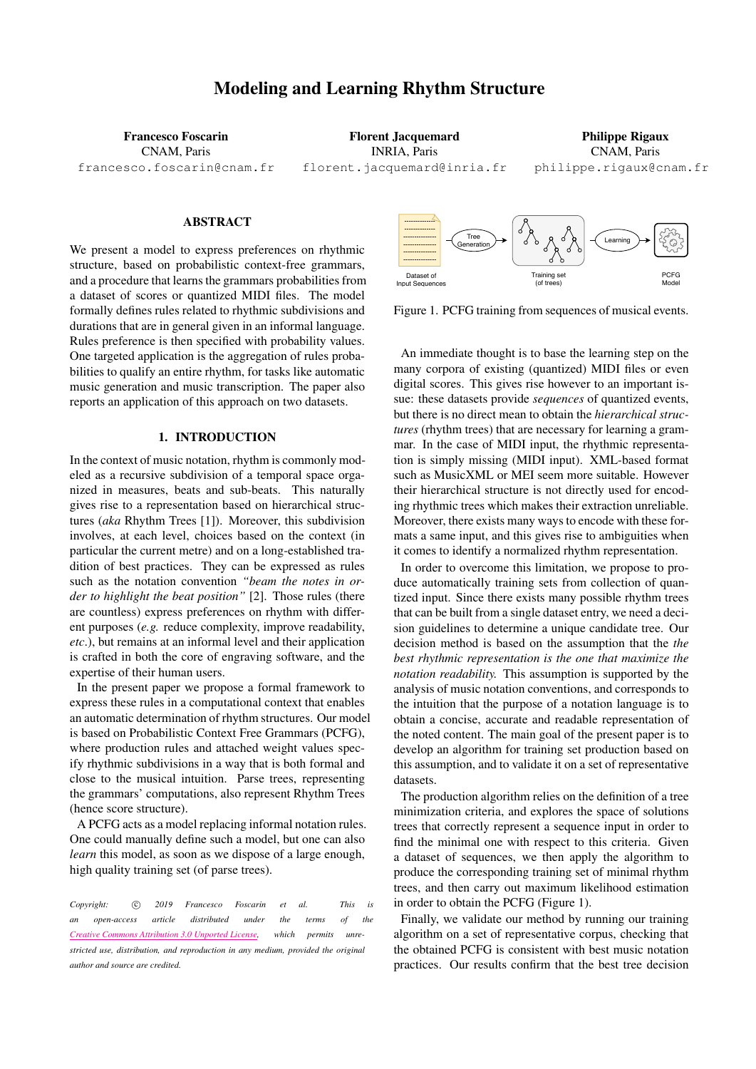# Modeling and Learning Rhythm Structure

**Francesco Foscarin**
CNAM, Paris
francesco.foscarin@cnam.fr

**Florent Jacquemard**
INRIA, Paris
florent.jacquemard@inria.fr

**Philippe Rigaux**
CNAM, Paris
philippe.rigaux@cnam.fr

## ABSTRACT

We present a model to express preferences on rhythmic structure, based on probabilistic context-free grammars, and a procedure that learns the grammars probabilities from a dataset of scores or quantized MIDI files. The model formally defines rules related to rhythmic subdivisions and durations that are in general given in an informal language. Rules preference is then specified with probability values. One targeted application is the aggregation of rules probabilities to qualify an entire rhythm, for tasks like automatic music generation and music transcription. The paper also reports an application of this approach on two datasets.

## 1. INTRODUCTION

In the context of music notation, rhythm is commonly modeled as a recursive subdivision of a temporal space organized in measures, beats and sub-beats. This naturally gives rise to a representation based on hierarchical structures (*aka* Rhythm Trees [1]). Moreover, this subdivision involves, at each level, choices based on the context (in particular the current metre) and on a long-established tradition of best practices. They can be expressed as rules such as the notation convention *"beam the notes in order to highlight the beat position"* [2]. Those rules (there are countless) express preferences on rhythm with different purposes (*e.g.* reduce complexity, improve readability, *etc.*), but remains at an informal level and their application is crafted in both the core of engraving software, and the expertise of their human users.

In the present paper we propose a formal framework to express these rules in a computational context that enables an automatic determination of rhythm structures. Our model is based on Probabilistic Context Free Grammars (PCFG), where production rules and attached weight values specify rhythmic subdivisions in a way that is both formal and close to the musical intuition. Parse trees, representing the grammars' computations, also represent Rhythm Trees (hence score structure).

A PCFG acts as a model replacing informal notation rules. One could manually define such a model, but one can also *learn* this model, as soon as we dispose of a large enough, high quality training set (of parse trees).

*Copyright: © 2019 Francesco Foscarin et al. This is an open-access article distributed under the terms of the Creative Commons Attribution 3.0 Unported License, which permits unrestricted use, distribution, and reproduction in any medium, provided the original author and source are credited.*

Dataset of Input Sequences → Tree Generation → Training set (of trees) → Learning → PCFG Model

Figure 1. PCFG training from sequences of musical events.

An immediate thought is to base the learning step on the many corpora of existing (quantized) MIDI files or even digital scores. This gives rise however to an important issue: these datasets provide *sequences* of quantized events, but there is no direct mean to obtain the *hierarchical structures* (rhythm trees) that are necessary for learning a grammar. In the case of MIDI input, the rhythmic representation is simply missing (MIDI input). XML-based format such as MusicXML or MEI seem more suitable. However their hierarchical structure is not directly used for encoding rhythmic trees which makes their extraction unreliable. Moreover, there exists many ways to encode with these formats a same input, and this gives rise to ambiguities when it comes to identify a normalized rhythm representation.

In order to overcome this limitation, we propose to produce automatically training sets from collection of quantized input. Since there exists many possible rhythm trees that can be built from a single dataset entry, we need a decision guidelines to determine a unique candidate tree. Our decision method is based on the assumption that the *the best rhythmic representation is the one that maximize the notation readability.* This assumption is supported by the analysis of music notation conventions, and corresponds to the intuition that the purpose of a notation language is to obtain a concise, accurate and readable representation of the noted content. The main goal of the present paper is to develop an algorithm for training set production based on this assumption, and to validate it on a set of representative datasets.

The production algorithm relies on the definition of a tree minimization criteria, and explores the space of solutions trees that correctly represent a sequence input in order to find the minimal one with respect to this criteria. Given a dataset of sequences, we then apply the algorithm to produce the corresponding training set of minimal rhythm trees, and then carry out maximum likelihood estimation in order to obtain the PCFG (Figure 1).

Finally, we validate our method by running our training algorithm on a set of representative corpus, checking that the obtained PCFG is consistent with best music notation practices. Our results confirm that the best tree decision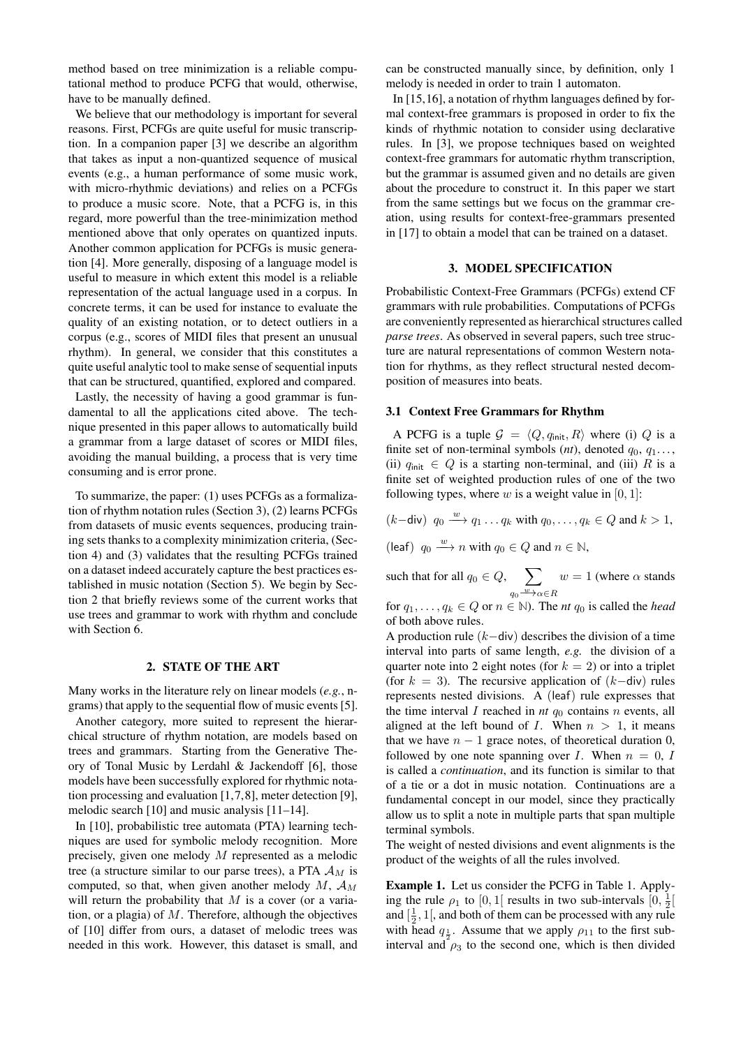method based on tree minimization is a reliable computational method to produce PCFG that would, otherwise, have to be manually defined.

We believe that our methodology is important for several reasons. First, PCFGs are quite useful for music transcription. In a companion paper [3] we describe an algorithm that takes as input a non-quantized sequence of musical events (e.g., a human performance of some music work, with micro-rhythmic deviations) and relies on a PCFGs to produce a music score. Note, that a PCFG is, in this regard, more powerful than the tree-minimization method mentioned above that only operates on quantized inputs. Another common application for PCFGs is music generation [4]. More generally, disposing of a language model is useful to measure in which extent this model is a reliable representation of the actual language used in a corpus. In concrete terms, it can be used for instance to evaluate the quality of an existing notation, or to detect outliers in a corpus (e.g., scores of MIDI files that present an unusual rhythm). In general, we consider that this constitutes a quite useful analytic tool to make sense of sequential inputs that can be structured, quantified, explored and compared.

Lastly, the necessity of having a good grammar is fundamental to all the applications cited above. The technique presented in this paper allows to automatically build a grammar from a large dataset of scores or MIDI files, avoiding the manual building, a process that is very time consuming and is error prone.

To summarize, the paper: (1) uses PCFGs as a formalization of rhythm notation rules (Section 3), (2) learns PCFGs from datasets of music events sequences, producing training sets thanks to a complexity minimization criteria, (Section 4) and (3) validates that the resulting PCFGs trained on a dataset indeed accurately capture the best practices established in music notation (Section 5). We begin by Section 2 that briefly reviews some of the current works that use trees and grammar to work with rhythm and conclude with Section 6.

## 2. STATE OF THE ART

Many works in the literature rely on linear models (*e.g.*, n-grams) that apply to the sequential flow of music events [5].

Another category, more suited to represent the hierarchical structure of rhythm notation, are models based on trees and grammars. Starting from the Generative Theory of Tonal Music by Lerdahl & Jackendoff [6], those models have been successfully explored for rhythmic notation processing and evaluation [1,7,8], meter detection [9], melodic search [10] and music analysis [11–14].

In [10], probabilistic tree automata (PTA) learning techniques are used for symbolic melody recognition. More precisely, given one melody $M$ represented as a melodic tree (a structure similar to our parse trees), a PTA $\mathcal{A}_M$ is computed, so that, when given another melody $M$, $\mathcal{A}_M$ will return the probability that $M$ is a cover (or a variation, or a plagia) of $M$. Therefore, although the objectives of [10] differ from ours, a dataset of melodic trees was needed in this work. However, this dataset is small, and can be constructed manually since, by definition, only 1 melody is needed in order to train 1 automaton.

In [15,16], a notation of rhythm languages defined by formal context-free grammars is proposed in order to fix the kinds of rhythmic notation to consider using declarative rules. In [3], we propose techniques based on weighted context-free grammars for automatic rhythm transcription, but the grammar is assumed given and no details are given about the procedure to construct it. In this paper we start from the same settings but we focus on the grammar creation, using results for context-free-grammars presented in [17] to obtain a model that can be trained on a dataset.

## 3. MODEL SPECIFICATION

Probabilistic Context-Free Grammars (PCFGs) extend CF grammars with rule probabilities. Computations of PCFGs are conveniently represented as hierarchical structures called *parse trees*. As observed in several papers, such tree structure are natural representations of common Western notation for rhythms, as they reflect structural nested decomposition of measures into beats.

### 3.1 Context Free Grammars for Rhythm

A PCFG is a tuple $\mathcal{G} = \langle Q, q_{\mathsf{init}}, R\rangle$ where (i) $Q$ is a finite set of non-terminal symbols (*nt*), denoted $q_0, q_1 \ldots$, (ii) $q_{\mathsf{init}} \in Q$ is a starting non-terminal, and (iii) $R$ is a finite set of weighted production rules of one of the two following types, where $w$ is a weight value in $[0, 1]$:

($k-$div) $q_0 \xrightarrow{w} q_1 \ldots q_k$ with $q_0, \ldots, q_k \in Q$ and $k > 1$,

(leaf) $q_0 \xrightarrow{w} n$ with $q_0 \in Q$ and $n \in \mathbb{N}$,

such that for all $q_0 \in Q$, $\sum_{q_0 \xrightarrow{w} \alpha \in R} w = 1$ (where $\alpha$ stands for $q_1, \ldots, q_k \in Q$ or $n \in \mathbb{N}$). The *nt* $q_0$ is called the *head* of both above rules.

A production rule ($k-$div) describes the division of a time interval into parts of same length, *e.g.* the division of a quarter note into 2 eight notes (for $k = 2$) or into a triplet (for $k = 3$). The recursive application of ($k-$div) rules represents nested divisions. A (leaf) rule expresses that the time interval $I$ reached in *nt* $q_0$ contains $n$ events, all aligned at the left bound of $I$. When $n > 1$, it means that we have $n - 1$ grace notes, of theoretical duration 0, followed by one note spanning over $I$. When $n = 0$, $I$ is called a *continuation*, and its function is similar to that of a tie or a dot in music notation. Continuations are a fundamental concept in our model, since they practically allow us to split a note in multiple parts that span multiple terminal symbols.

The weight of nested divisions and event alignments is the product of the weights of all the rules involved.

**Example 1.** Let us consider the PCFG in Table 1. Applying the rule $\rho_1$ to $[0, 1[$ results in two sub-intervals $[0, \frac{1}{2}[$ and $[\frac{1}{2}, 1[$, and both of them can be processed with any rule with head $q_{\frac{1}{2}}$. Assume that we apply $\rho_{11}$ to the first sub-interval and $\rho_3$ to the second one, which is then divided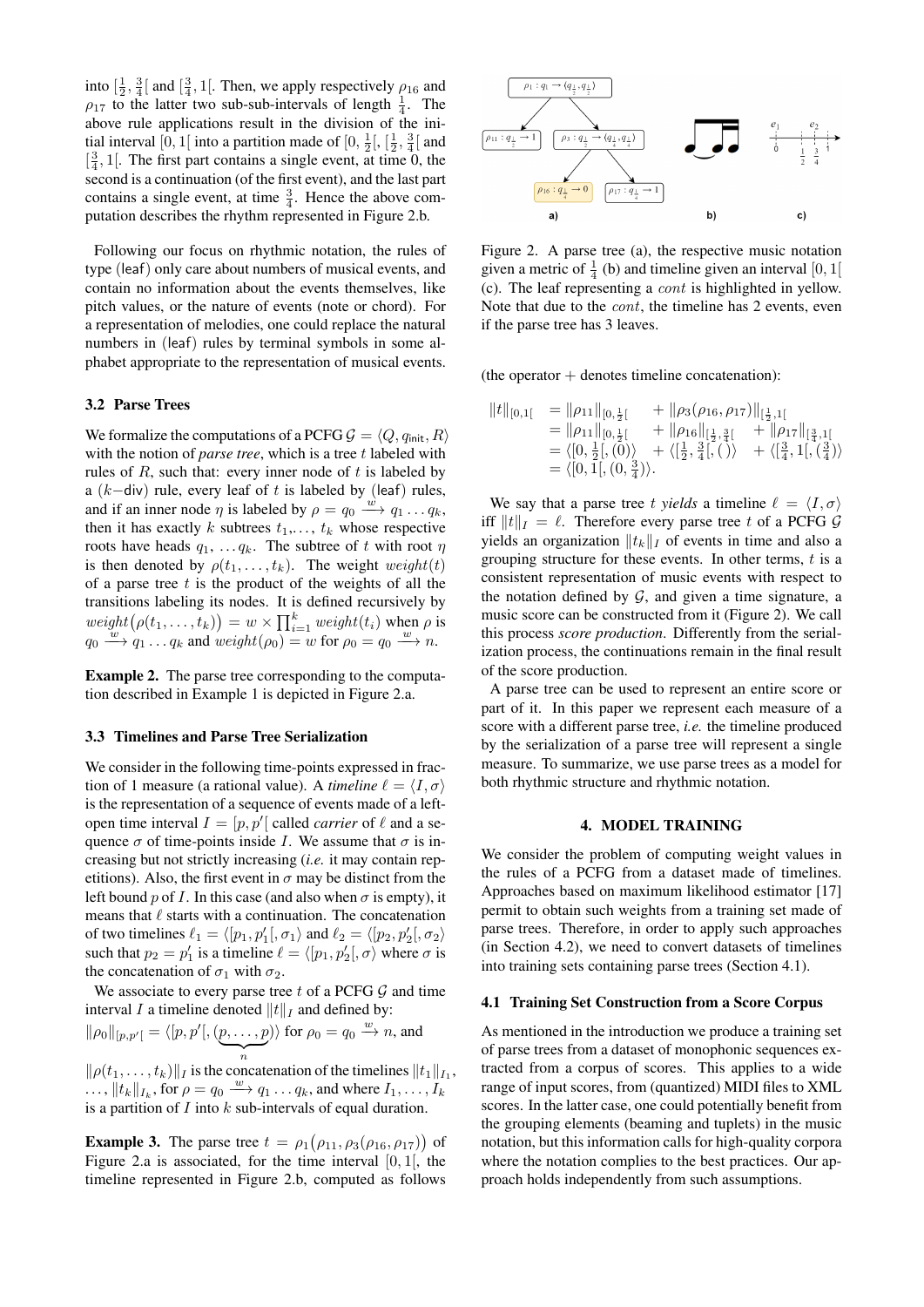into $[\frac{1}{2}, \frac{3}{4}[$ and $[\frac{3}{4}, 1[$. Then, we apply respectively $\rho_{16}$ and $\rho_{17}$ to the latter two sub-sub-intervals of length $\frac{1}{4}$. The above rule applications result in the division of the initial interval $[0, 1[$ into a partition made of $[0, \frac{1}{2}[$, $[\frac{1}{2}, \frac{3}{4}[$ and $[\frac{3}{4}, 1[$. The first part contains a single event, at time 0, the second is a continuation (of the first event), and the last part contains a single event, at time $\frac{3}{4}$. Hence the above computation describes the rhythm represented in Figure 2.b.

Following our focus on rhythmic notation, the rules of type (leaf) only care about numbers of musical events, and contain no information about the events themselves, like pitch values, or the nature of events (note or chord). For a representation of melodies, one could replace the natural numbers in (leaf) rules by terminal symbols in some alphabet appropriate to the representation of musical events.

### 3.2 Parse Trees

We formalize the computations of a PCFG $\mathcal{G} = \langle Q, q_{\mathsf{init}}, R\rangle$ with the notion of *parse tree*, which is a tree $t$ labeled with rules of $R$, such that: every inner node of $t$ is labeled by a ($k-$div) rule, every leaf of $t$ is labeled by (leaf) rules, and if an inner node $\eta$ is labeled by $\rho = q_0 \xrightarrow{w} q_1 \dots q_k$, then it has exactly $k$ subtrees $t_1,\dots, t_k$ whose respective roots have heads $q_1, \dots q_k$. The subtree of $t$ with root $\eta$ is then denoted by $\rho(t_1, \dots, t_k)$. The weight $weight(t)$ of a parse tree $t$ is the product of the weights of all the transitions labeling its nodes. It is defined recursively by $weight\big(\rho(t_1, \dots, t_k)\big) = w \times \prod_{i=1}^{k} weight(t_i)$ when $\rho$ is $q_0 \xrightarrow{w} q_1 \dots q_k$ and $weight(\rho_0) = w$ for $\rho_0 = q_0 \xrightarrow{w} n$.

**Example 2.** The parse tree corresponding to the computation described in Example 1 is depicted in Figure 2.a.

### 3.3 Timelines and Parse Tree Serialization

We consider in the following time-points expressed in fraction of 1 measure (a rational value). A *timeline* $\ell = \langle I, \sigma\rangle$ is the representation of a sequence of events made of a left-open time interval $I = [p, p'[$ called *carrier* of $\ell$ and a sequence $\sigma$ of time-points inside $I$. We assume that $\sigma$ is increasing but not strictly increasing (*i.e.* it may contain repetitions). Also, the first event in $\sigma$ may be distinct from the left bound $p$ of $I$. In this case (and also when $\sigma$ is empty), it means that $\ell$ starts with a continuation. The concatenation of two timelines $\ell_1 = \langle[p_1, p_1'[, \sigma_1\rangle$ and $\ell_2 = \langle[p_2, p_2'[, \sigma_2\rangle$ such that $p_2 = p_1'$ is a timeline $\ell = \langle[p_1, p_2'[, \sigma\rangle$ where $\sigma$ is the concatenation of $\sigma_1$ with $\sigma_2$.

We associate to every parse tree $t$ of a PCFG $\mathcal{G}$ and time interval $I$ a timeline denoted $\|t\|_I$ and defined by:

$\|\rho_0\|_{[p,p'[} = \langle[p, p'[, (\underbrace{p, \dots, p}_{n})\rangle$ for $\rho_0 = q_0 \xrightarrow{w} n$, and

$\|\rho(t_1, \dots, t_k)\|_I$ is the concatenation of the timelines $\|t_1\|_{I_1}$, $\dots$, $\|t_k\|_{I_k}$, for $\rho = q_0 \xrightarrow{w} q_1 \dots q_k$, and where $I_1, \dots, I_k$ is a partition of $I$ into $k$ sub-intervals of equal duration.

**Example 3.** The parse tree $t = \rho_1\big(\rho_{11}, \rho_3(\rho_{16}, \rho_{17})\big)$ of Figure 2.a is associated, for the time interval $[0, 1[$, the timeline represented in Figure 2.b, computed as follows

Figure 2. A parse tree (a), the respective music notation given a metric of $\frac{1}{4}$ (b) and timeline given an interval $[0, 1[$ (c). The leaf representing a *cont* is highlighted in yellow. Note that due to the *cont*, the timeline has 2 events, even if the parse tree has 3 leaves.

(the operator $+$ denotes timeline concatenation):

$$
\begin{aligned}
\|t\|_{[0,1[} &= \|\rho_{11}\|_{[0,\frac{1}{2}[} &&+ \|\rho_3(\rho_{16}, \rho_{17})\|_{[\frac{1}{2},1[} \\
&= \|\rho_{11}\|_{[0,\frac{1}{2}[} &&+ \|\rho_{16}\|_{[\frac{1}{2},\frac{3}{4}[} \quad + \|\rho_{17}\|_{[\frac{3}{4},1[} \\
&= \langle[0, \tfrac{1}{2}[, (0)\rangle &&+ \langle[\tfrac{1}{2}, \tfrac{3}{4}[, ()\rangle \quad + \langle[\tfrac{3}{4}, 1[, (\tfrac{3}{4})\rangle \\
&= \langle[0, 1[, (0, \tfrac{3}{4})\rangle.
\end{aligned}
$$

We say that a parse tree $t$ *yields* a timeline $\ell = \langle I, \sigma\rangle$ iff $\|t\|_I = \ell$. Therefore every parse tree $t$ of a PCFG $\mathcal{G}$ yields an organization $\|t_k\|_I$ of events in time and also a grouping structure for these events. In other terms, $t$ is a consistent representation of music events with respect to the notation defined by $\mathcal{G}$, and given a time signature, a music score can be constructed from it (Figure 2). We call this process *score production*. Differently from the serialization process, the continuations remain in the final result of the score production.

A parse tree can be used to represent an entire score or part of it. In this paper we represent each measure of a score with a different parse tree, *i.e.* the timeline produced by the serialization of a parse tree will represent a single measure. To summarize, we use parse trees as a model for both rhythmic structure and rhythmic notation.

## 4. MODEL TRAINING

We consider the problem of computing weight values in the rules of a PCFG from a dataset made of timelines. Approaches based on maximum likelihood estimator [17] permit to obtain such weights from a training set made of parse trees. Therefore, in order to apply such approaches (in Section 4.2), we need to convert datasets of timelines into training sets containing parse trees (Section 4.1).

### 4.1 Training Set Construction from a Score Corpus

As mentioned in the introduction we produce a training set of parse trees from a dataset of monophonic sequences extracted from a corpus of scores. This applies to a wide range of input scores, from (quantized) MIDI files to XML scores. In the latter case, one could potentially benefit from the grouping elements (beaming and tuplets) in the music notation, but this information calls for high-quality corpora where the notation complies to the best practices. Our approach holds independently from such assumptions.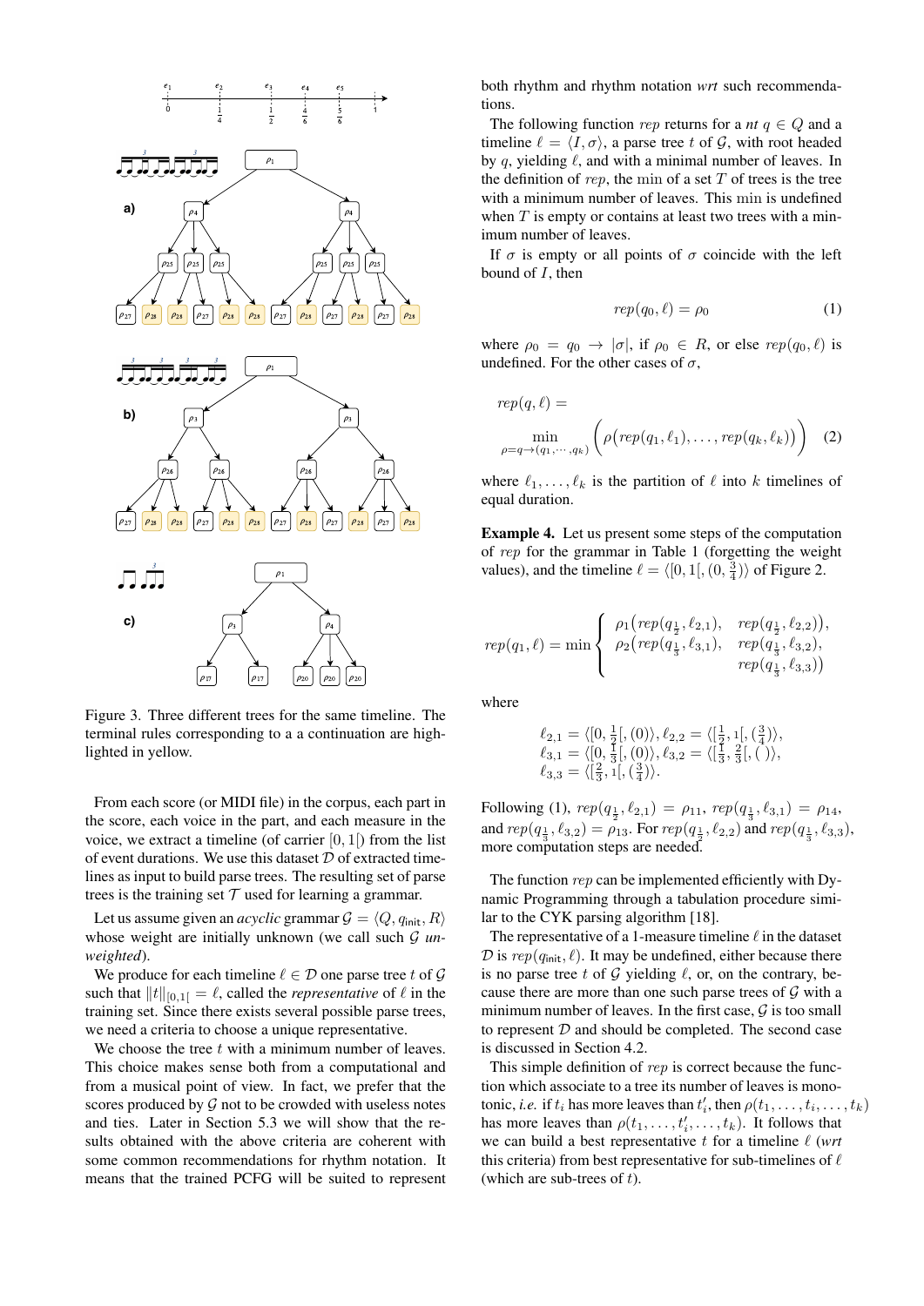Figure 3. Three different trees for the same timeline. The terminal rules corresponding to a a continuation are highlighted in yellow.

From each score (or MIDI file) in the corpus, each part in the score, each voice in the part, and each measure in the voice, we extract a timeline (of carrier $[0, 1[$) from the list of event durations. We use this dataset $\mathcal{D}$ of extracted timelines as input to build parse trees. The resulting set of parse trees is the training set $\mathcal{T}$ used for learning a grammar.

Let us assume given an *acyclic* grammar $\mathcal{G} = \langle Q, q_{\mathsf{init}}, R \rangle$ whose weight are initially unknown (we call such $\mathcal{G}$ *unweighted*).

We produce for each timeline $\ell \in \mathcal{D}$ one parse tree $t$ of $\mathcal{G}$ such that $\|t\|_{[0,1[} = \ell$, called the *representative* of $\ell$ in the training set. Since there exists several possible parse trees, we need a criteria to choose a unique representative.

We choose the tree $t$ with a minimum number of leaves. This choice makes sense both from a computational and from a musical point of view. In fact, we prefer that the scores produced by $\mathcal{G}$ not to be crowded with useless notes and ties. Later in Section 5.3 we will show that the results obtained with the above criteria are coherent with some common recommendations for rhythm notation. It means that the trained PCFG will be suited to represent both rhythm and rhythm notation *wrt* such recommendations.

The following function $rep$ returns for a *nt* $q \in Q$ and a timeline $\ell = \langle I, \sigma \rangle$, a parse tree $t$ of $\mathcal{G}$, with root headed by $q$, yielding $\ell$, and with a minimal number of leaves. In the definition of $rep$, the $\min$ of a set $T$ of trees is the tree with a minimum number of leaves. This $\min$ is undefined when $T$ is empty or contains at least two trees with a minimum number of leaves.

If $\sigma$ is empty or all points of $\sigma$ coincide with the left bound of $I$, then

$$rep(q_0, \ell) = \rho_0 \tag{1}$$

where $\rho_0 = q_0 \to |\sigma|$, if $\rho_0 \in R$, or else $rep(q_0, \ell)$ is undefined. For the other cases of $\sigma$,

$$rep(q, \ell) = \min_{\rho = q \to (q_1, \cdots, q_k)} \Big( \rho\big(rep(q_1, \ell_1), \ldots, rep(q_k, \ell_k)\big) \Big) \tag{2}$$

where $\ell_1, \ldots, \ell_k$ is the partition of $\ell$ into $k$ timelines of equal duration.

**Example 4.** Let us present some steps of the computation of $rep$ for the grammar in Table 1 (forgetting the weight values), and the timeline $\ell = \langle [0, 1[, (0, \frac{3}{4}) \rangle$ of Figure 2.

$$rep(q_1, \ell) = \min \left\{ \begin{array}{ll} \rho_1\big(rep(q_{\frac{1}{2}}, \ell_{2,1}), & rep(q_{\frac{1}{2}}, \ell_{2,2})\big), \\ \rho_2\big(rep(q_{\frac{1}{3}}, \ell_{3,1}), & rep(q_{\frac{1}{3}}, \ell_{3,2}), \\ & rep(q_{\frac{1}{3}}, \ell_{3,3})\big) \end{array} \right.$$

where

$$\begin{array}{l} \ell_{2,1} = \langle [0, \frac{1}{2}[, (0) \rangle, \ell_{2,2} = \langle [\frac{1}{2}, 1[, (\frac{3}{4}) \rangle, \\ \ell_{3,1} = \langle [0, \frac{1}{3}[, (0) \rangle, \ell_{3,2} = \langle [\frac{1}{3}, \frac{2}{3}[, (\,) \rangle, \\ \ell_{3,3} = \langle [\frac{2}{3}, 1[, (\frac{3}{4}) \rangle. \end{array}$$

Following (1), $rep(q_{\frac{1}{2}}, \ell_{2,1}) = \rho_{11}$, $rep(q_{\frac{1}{3}}, \ell_{3,1}) = \rho_{14}$, and $rep(q_{\frac{1}{3}}, \ell_{3,2}) = \rho_{13}$. For $rep(q_{\frac{1}{2}}, \ell_{2,2})$ and $rep(q_{\frac{1}{3}}, \ell_{3,3})$, more computation steps are needed.

The function $rep$ can be implemented efficiently with Dynamic Programming through a tabulation procedure similar to the CYK parsing algorithm [18].

The representative of a 1-measure timeline $\ell$ in the dataset $\mathcal{D}$ is $rep(q_{\mathsf{init}}, \ell)$. It may be undefined, either because there is no parse tree $t$ of $\mathcal{G}$ yielding $\ell$, or, on the contrary, because there are more than one such parse trees of $\mathcal{G}$ with a minimum number of leaves. In the first case, $\mathcal{G}$ is too small to represent $\mathcal{D}$ and should be completed. The second case is discussed in Section 4.2.

This simple definition of $rep$ is correct because the function which associate to a tree its number of leaves is monotonic, *i.e.* if $t_i$ has more leaves than $t'_i$, then $\rho(t_1, \ldots, t_i, \ldots, t_k)$ has more leaves than $\rho(t_1, \ldots, t'_i, \ldots, t_k)$. It follows that we can build a best representative $t$ for a timeline $\ell$ (*wrt* this criteria) from best representative for sub-timelines of $\ell$ (which are sub-trees of $t$).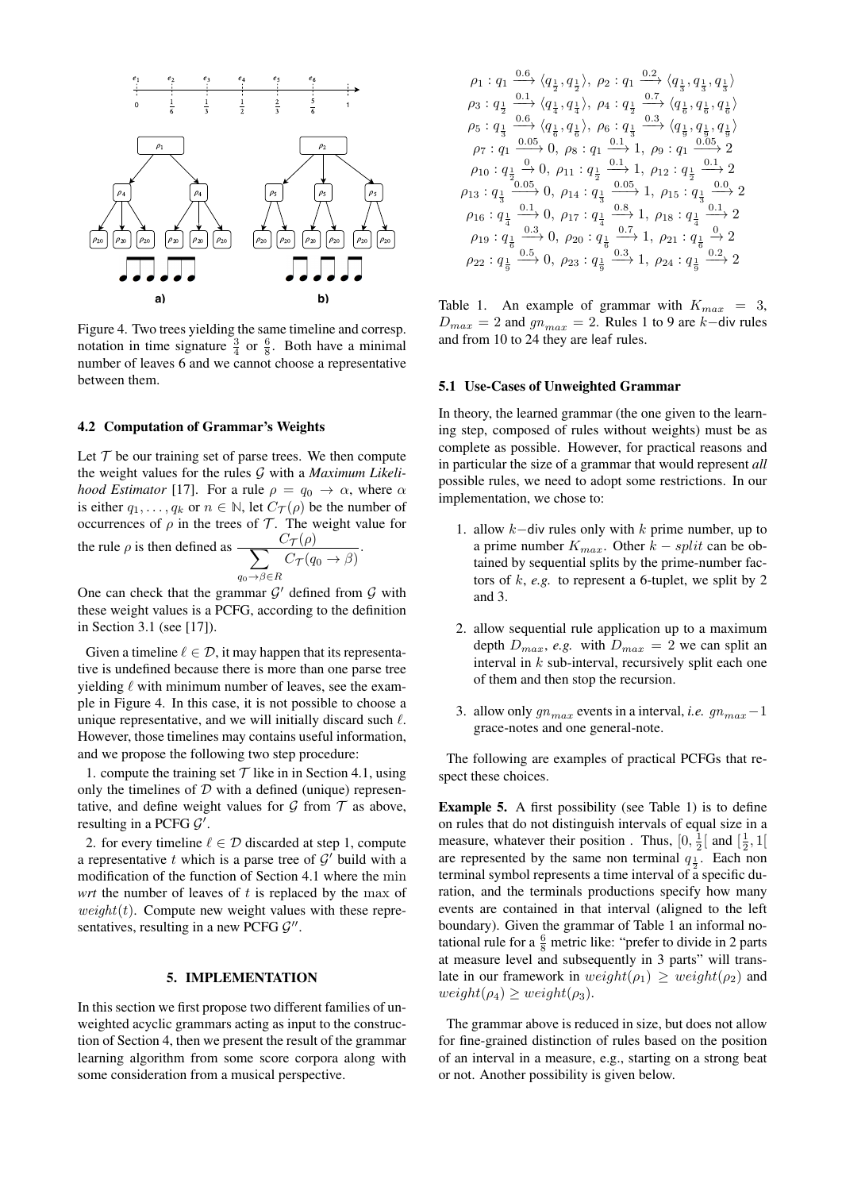Figure 4. Two trees yielding the same timeline and corresp. notation in time signature $\frac{3}{4}$ or $\frac{6}{8}$. Both have a minimal number of leaves 6 and we cannot choose a representative between them.

### 4.2 Computation of Grammar's Weights

Let $\mathcal{T}$ be our training set of parse trees. We then compute the weight values for the rules $\mathcal{G}$ with a *Maximum Likelihood Estimator* [17]. For a rule $\rho = q_0 \to \alpha$, where $\alpha$ is either $q_1, \ldots, q_k$ or $n \in \mathbb{N}$, let $C_{\mathcal{T}}(\rho)$ be the number of occurrences of $\rho$ in the trees of $\mathcal{T}$. The weight value for the rule $\rho$ is then defined as $\dfrac{C_{\mathcal{T}}(\rho)}{\sum_{q_0 \to \beta \in R} C_{\mathcal{T}}(q_0 \to \beta)}$.

One can check that the grammar $\mathcal{G}'$ defined from $\mathcal{G}$ with these weight values is a PCFG, according to the definition in Section 3.1 (see [17]).

Given a timeline $\ell \in \mathcal{D}$, it may happen that its representative is undefined because there is more than one parse tree yielding $\ell$ with minimum number of leaves, see the example in Figure 4. In this case, it is not possible to choose a unique representative, and we will initially discard such $\ell$. However, those timelines may contains useful information, and we propose the following two step procedure:

1. compute the training set $\mathcal{T}$ like in in Section 4.1, using only the timelines of $\mathcal{D}$ with a defined (unique) representative, and define weight values for $\mathcal{G}$ from $\mathcal{T}$ as above, resulting in a PCFG $\mathcal{G}'$.

2. for every timeline $\ell \in \mathcal{D}$ discarded at step 1, compute a representative $t$ which is a parse tree of $\mathcal{G}'$ build with a modification of the function of Section 4.1 where the min *wrt* the number of leaves of $t$ is replaced by the max of $weight(t)$. Compute new weight values with these representatives, resulting in a new PCFG $\mathcal{G}''$.

## 5. IMPLEMENTATION

In this section we first propose two different families of unweighted acyclic grammars acting as input to the construction of Section 4, then we present the result of the grammar learning algorithm from some score corpora along with some consideration from a musical perspective.

$$\rho_1 : q_1 \xrightarrow{0.6} \langle q_{\frac{1}{2}}, q_{\frac{1}{2}} \rangle,\ \rho_2 : q_1 \xrightarrow{0.2} \langle q_{\frac{1}{3}}, q_{\frac{1}{3}}, q_{\frac{1}{3}} \rangle$$
$$\rho_3 : q_{\frac{1}{2}} \xrightarrow{0.1} \langle q_{\frac{1}{4}}, q_{\frac{1}{4}} \rangle,\ \rho_4 : q_{\frac{1}{2}} \xrightarrow{0.7} \langle q_{\frac{1}{6}}, q_{\frac{1}{6}}, q_{\frac{1}{6}} \rangle$$
$$\rho_5 : q_{\frac{1}{3}} \xrightarrow{0.6} \langle q_{\frac{1}{6}}, q_{\frac{1}{6}} \rangle,\ \rho_6 : q_{\frac{1}{3}} \xrightarrow{0.3} \langle q_{\frac{1}{9}}, q_{\frac{1}{9}}, q_{\frac{1}{9}} \rangle$$
$$\rho_7 : q_1 \xrightarrow{0.05} 0,\ \rho_8 : q_1 \xrightarrow{0.1} 1,\ \rho_9 : q_1 \xrightarrow{0.05} 2$$
$$\rho_{10} : q_{\frac{1}{2}} \xrightarrow{0} 0,\ \rho_{11} : q_{\frac{1}{2}} \xrightarrow{0.1} 1,\ \rho_{12} : q_{\frac{1}{2}} \xrightarrow{0.1} 2$$
$$\rho_{13} : q_{\frac{1}{3}} \xrightarrow{0.05} 0,\ \rho_{14} : q_{\frac{1}{3}} \xrightarrow{0.05} 1,\ \rho_{15} : q_{\frac{1}{3}} \xrightarrow{0.0} 2$$
$$\rho_{16} : q_{\frac{1}{4}} \xrightarrow{0.1} 0,\ \rho_{17} : q_{\frac{1}{4}} \xrightarrow{0.8} 1,\ \rho_{18} : q_{\frac{1}{4}} \xrightarrow{0.1} 2$$
$$\rho_{19} : q_{\frac{1}{6}} \xrightarrow{0.3} 0,\ \rho_{20} : q_{\frac{1}{6}} \xrightarrow{0.7} 1,\ \rho_{21} : q_{\frac{1}{6}} \xrightarrow{0} 2$$
$$\rho_{22} : q_{\frac{1}{9}} \xrightarrow{0.5} 0,\ \rho_{23} : q_{\frac{1}{9}} \xrightarrow{0.3} 1,\ \rho_{24} : q_{\frac{1}{9}} \xrightarrow{0.2} 2$$

Table 1. An example of grammar with $K_{max} = 3$, $D_{max} = 2$ and $gn_{max} = 2$. Rules 1 to 9 are $k-$div rules and from 10 to 24 they are leaf rules.

### 5.1 Use-Cases of Unweighted Grammar

In theory, the learned grammar (the one given to the learning step, composed of rules without weights) must be as complete as possible. However, for practical reasons and in particular the size of a grammar that would represent *all* possible rules, we need to adopt some restrictions. In our implementation, we chose to:

1. allow $k-$div rules only with $k$ prime number, up to a prime number $K_{max}$. Other $k - split$ can be obtained by sequential splits by the prime-number factors of $k$, *e.g.* to represent a 6-tuplet, we split by 2 and 3.

2. allow sequential rule application up to a maximum depth $D_{max}$, *e.g.* with $D_{max} = 2$ we can split an interval in $k$ sub-interval, recursively split each one of them and then stop the recursion.

3. allow only $gn_{max}$ events in a interval, *i.e.* $gn_{max} - 1$ grace-notes and one general-note.

The following are examples of practical PCFGs that respect these choices.

**Example 5.** A first possibility (see Table 1) is to define on rules that do not distinguish intervals of equal size in a measure, whatever their position . Thus, $[0, \frac{1}{2}[$ and $[\frac{1}{2}, 1[$ are represented by the same non terminal $q_{\frac{1}{2}}$. Each non terminal symbol represents a time interval of a specific duration, and the terminals productions specify how many events are contained in that interval (aligned to the left boundary). Given the grammar of Table 1 an informal notational rule for a $\frac{6}{8}$ metric like: "prefer to divide in 2 parts at measure level and subsequently in 3 parts" will translate in our framework in $weight(\rho_1) \geq weight(\rho_2)$ and $weight(\rho_4) \geq weight(\rho_3)$.

The grammar above is reduced in size, but does not allow for fine-grained distinction of rules based on the position of an interval in a measure, e.g., starting on a strong beat or not. Another possibility is given below.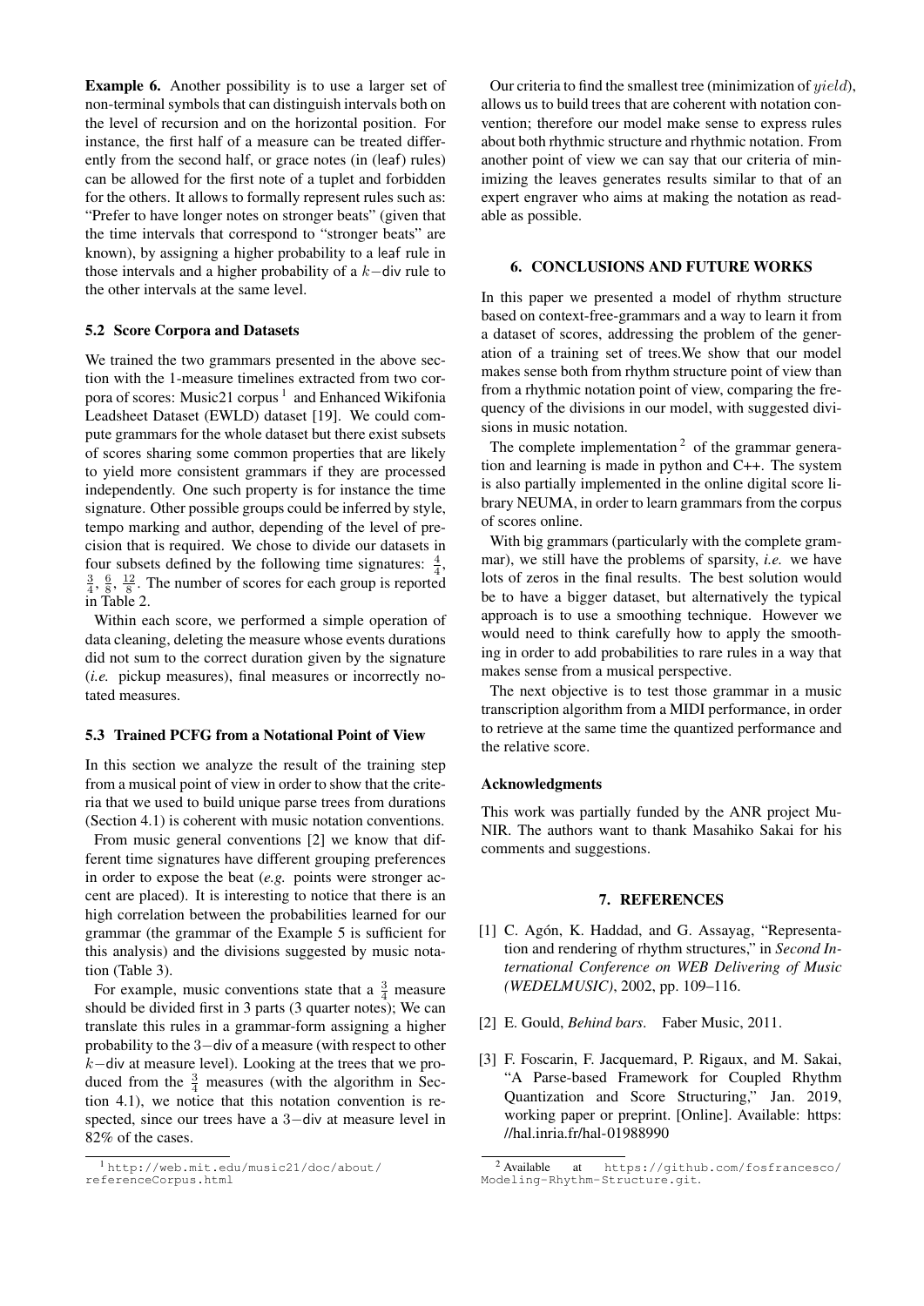**Example 6.** Another possibility is to use a larger set of non-terminal symbols that can distinguish intervals both on the level of recursion and on the horizontal position. For instance, the first half of a measure can be treated differently from the second half, or grace notes (in (leaf) rules) can be allowed for the first note of a tuplet and forbidden for the others. It allows to formally represent rules such as: "Prefer to have longer notes on stronger beats" (given that the time intervals that correspond to "stronger beats" are known), by assigning a higher probability to a leaf rule in those intervals and a higher probability of a $k-$div rule to the other intervals at the same level.

### 5.2 Score Corpora and Datasets

We trained the two grammars presented in the above section with the 1-measure timelines extracted from two corpora of scores: Music21 corpus [1] and Enhanced Wikifonia Leadsheet Dataset (EWLD) dataset [19]. We could compute grammars for the whole dataset but there exist subsets of scores sharing some common properties that are likely to yield more consistent grammars if they are processed independently. One such property is for instance the time signature. Other possible groups could be inferred by style, tempo marking and author, depending of the level of precision that is required. We chose to divide our datasets in four subsets defined by the following time signatures: $\frac{4}{4}$, $\frac{3}{4}$, $\frac{6}{8}$, $\frac{12}{8}$. The number of scores for each group is reported in Table 2.

Within each score, we performed a simple operation of data cleaning, deleting the measure whose events durations did not sum to the correct duration given by the signature (*i.e.* pickup measures), final measures or incorrectly notated measures.

### 5.3 Trained PCFG from a Notational Point of View

In this section we analyze the result of the training step from a musical point of view in order to show that the criteria that we used to build unique parse trees from durations (Section 4.1) is coherent with music notation conventions.

From music general conventions [2] we know that different time signatures have different grouping preferences in order to expose the beat (*e.g.* points were stronger accent are placed). It is interesting to notice that there is an high correlation between the probabilities learned for our grammar (the grammar of the Example 5 is sufficient for this analysis) and the divisions suggested by music notation (Table 3).

For example, music conventions state that a $\frac{3}{4}$ measure should be divided first in 3 parts (3 quarter notes); We can translate this rules in a grammar-form assigning a higher probability to the $3-$div of a measure (with respect to other $k-$div at measure level). Looking at the trees that we produced from the $\frac{3}{4}$ measures (with the algorithm in Section 4.1), we notice that this notation convention is respected, since our trees have a $3-$div at measure level in 82% of the cases.

[1] http://web.mit.edu/music21/doc/about/referenceCorpus.html

Our criteria to find the smallest tree (minimization of $yield$), allows us to build trees that are coherent with notation convention; therefore our model make sense to express rules about both rhythmic structure and rhythmic notation. From another point of view we can say that our criteria of minimizing the leaves generates results similar to that of an expert engraver who aims at making the notation as readable as possible.

## 6. CONCLUSIONS AND FUTURE WORKS

In this paper we presented a model of rhythm structure based on context-free-grammars and a way to learn it from a dataset of scores, addressing the problem of the generation of a training set of trees.We show that our model makes sense both from rhythm structure point of view than from a rhythmic notation point of view, comparing the frequency of the divisions in our model, with suggested divisions in music notation.

The complete implementation [2] of the grammar generation and learning is made in python and C++. The system is also partially implemented in the online digital score library NEUMA, in order to learn grammars from the corpus of scores online.

With big grammars (particularly with the complete grammar), we still have the problems of sparsity, *i.e.* we have lots of zeros in the final results. The best solution would be to have a bigger dataset, but alternatively the typical approach is to use a smoothing technique. However we would need to think carefully how to apply the smoothing in order to add probabilities to rare rules in a way that makes sense from a musical perspective.

The next objective is to test those grammar in a music transcription algorithm from a MIDI performance, in order to retrieve at the same time the quantized performance and the relative score.

### Acknowledgments

This work was partially funded by the ANR project MuNIR. The authors want to thank Masahiko Sakai for his comments and suggestions.

## 7. REFERENCES

[1] C. Agón, K. Haddad, and G. Assayag, "Representation and rendering of rhythm structures," in *Second International Conference on WEB Delivering of Music (WEDELMUSIC)*, 2002, pp. 109–116.

[2] E. Gould, *Behind bars*. Faber Music, 2011.

[3] F. Foscarin, F. Jacquemard, P. Rigaux, and M. Sakai, "A Parse-based Framework for Coupled Rhythm Quantization and Score Structuring," Jan. 2019, working paper or preprint. [Online]. Available: https://hal.inria.fr/hal-01988990

[2] Available at https://github.com/fosfrancesco/Modeling-Rhythm-Structure.git.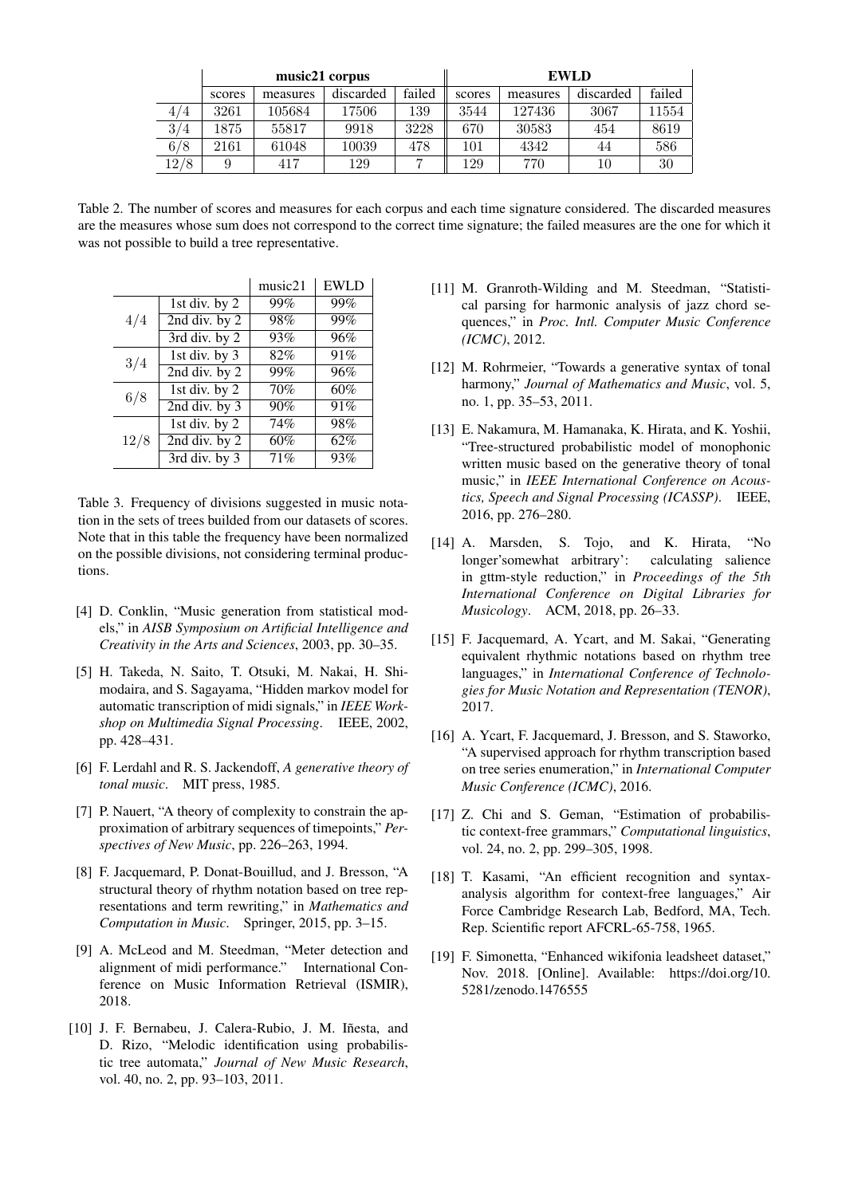| | music21 corpus | | | | EWLD | | | |
|---|---|---|---|---|---|---|---|---|
| | scores | measures | discarded | failed | scores | measures | discarded | failed |
| $4/4$ | 3261 | 105684 | 17506 | 139 | 3544 | 127436 | 3067 | 11554 |
| $3/4$ | 1875 | 55817 | 9918 | 3228 | 670 | 30583 | 454 | 8619 |
| $6/8$ | 2161 | 61048 | 10039 | 478 | 101 | 4342 | 44 | 586 |
| $12/8$ | 9 | 417 | 129 | 7 | 129 | 770 | 10 | 30 |

Table 2. The number of scores and measures for each corpus and each time signature considered. The discarded measures are the measures whose sum does not correspond to the correct time signature; the failed measures are the one for which it was not possible to build a tree representative.

| | | music21 | EWLD |
|---|---|---|---|
| $4/4$ | 1st div. by 2 | 99% | 99% |
| | 2nd div. by 2 | 98% | 99% |
| | 3rd div. by 2 | 93% | 96% |
| $3/4$ | 1st div. by 3 | 82% | 91% |
| | 2nd div. by 2 | 99% | 96% |
| $6/8$ | 1st div. by 2 | 70% | 60% |
| | 2nd div. by 3 | 90% | 91% |
| $12/8$ | 1st div. by 2 | 74% | 98% |
| | 2nd div. by 2 | 60% | 62% |
| | 3rd div. by 3 | 71% | 93% |

Table 3. Frequency of divisions suggested in music notation in the sets of trees builded from our datasets of scores. Note that in this table the frequency have been normalized on the possible divisions, not considering terminal productions.

[4] D. Conklin, "Music generation from statistical models," in *AISB Symposium on Artificial Intelligence and Creativity in the Arts and Sciences*, 2003, pp. 30–35.

[5] H. Takeda, N. Saito, T. Otsuki, M. Nakai, H. Shimodaira, and S. Sagayama, "Hidden markov model for automatic transcription of midi signals," in *IEEE Workshop on Multimedia Signal Processing*. IEEE, 2002, pp. 428–431.

[6] F. Lerdahl and R. S. Jackendoff, *A generative theory of tonal music*. MIT press, 1985.

[7] P. Nauert, "A theory of complexity to constrain the approximation of arbitrary sequences of timepoints," *Perspectives of New Music*, pp. 226–263, 1994.

[8] F. Jacquemard, P. Donat-Bouillud, and J. Bresson, "A structural theory of rhythm notation based on tree representations and term rewriting," in *Mathematics and Computation in Music*. Springer, 2015, pp. 3–15.

[9] A. McLeod and M. Steedman, "Meter detection and alignment of midi performance." International Conference on Music Information Retrieval (ISMIR), 2018.

[10] J. F. Bernabeu, J. Calera-Rubio, J. M. Iñesta, and D. Rizo, "Melodic identification using probabilistic tree automata," *Journal of New Music Research*, vol. 40, no. 2, pp. 93–103, 2011.

[11] M. Granroth-Wilding and M. Steedman, "Statistical parsing for harmonic analysis of jazz chord sequences," in *Proc. Intl. Computer Music Conference (ICMC)*, 2012.

[12] M. Rohrmeier, "Towards a generative syntax of tonal harmony," *Journal of Mathematics and Music*, vol. 5, no. 1, pp. 35–53, 2011.

[13] E. Nakamura, M. Hamanaka, K. Hirata, and K. Yoshii, "Tree-structured probabilistic model of monophonic written music based on the generative theory of tonal music," in *IEEE International Conference on Acoustics, Speech and Signal Processing (ICASSP)*. IEEE, 2016, pp. 276–280.

[14] A. Marsden, S. Tojo, and K. Hirata, "No longer'somewhat arbitrary': calculating salience in gttm-style reduction," in *Proceedings of the 5th International Conference on Digital Libraries for Musicology*. ACM, 2018, pp. 26–33.

[15] F. Jacquemard, A. Ycart, and M. Sakai, "Generating equivalent rhythmic notations based on rhythm tree languages," in *International Conference of Technologies for Music Notation and Representation (TENOR)*, 2017.

[16] A. Ycart, F. Jacquemard, J. Bresson, and S. Staworko, "A supervised approach for rhythm transcription based on tree series enumeration," in *International Computer Music Conference (ICMC)*, 2016.

[17] Z. Chi and S. Geman, "Estimation of probabilistic context-free grammars," *Computational linguistics*, vol. 24, no. 2, pp. 299–305, 1998.

[18] T. Kasami, "An efficient recognition and syntax-analysis algorithm for context-free languages," Air Force Cambridge Research Lab, Bedford, MA, Tech. Rep. Scientific report AFCRL-65-758, 1965.

[19] F. Simonetta, "Enhanced wikifonia leadsheet dataset," Nov. 2018. [Online]. Available: https://doi.org/10.5281/zenodo.1476555